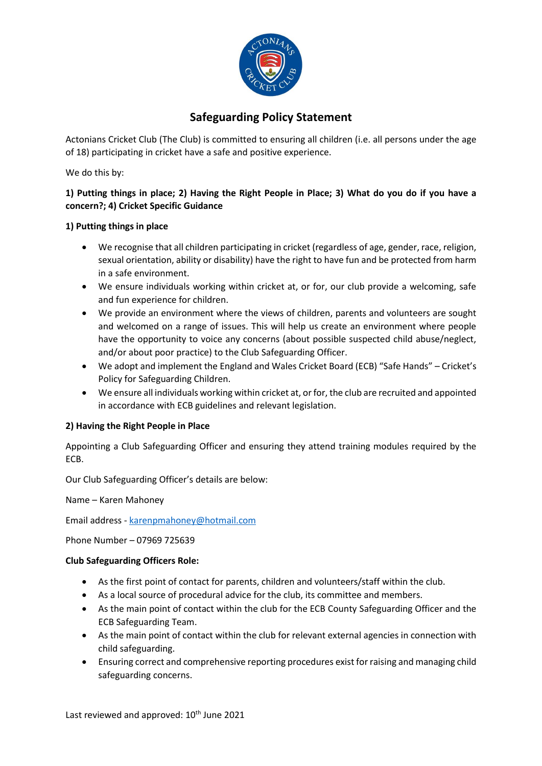# Safeguarding Policy Statement

Actonians Cricket Club (The Club) is committed to ensuring all children (i.e. all persons under the age of 18) participating in cricket have a safe and positive experience.

We do this by:

**1) Putting things in place; 2) Having the Right People in Place; 3) What do you do if you have a concern?; 4) Cricket Specific Guidance**

**1) Putting things in place**

- We recognise that all children participating in cricket (regardless of age, gender, race, religion, sexual orientation, ability or disability) have the right to have fun and be protected from harm in a safe environment.
- We ensure individuals working within cricket at, or for, our club provide a welcoming, safe and fun experience for children.
- We provide an environment where the views of children, parents and volunteers are sought and welcomed on a range of issues. This will help us create an environment where people have the opportunity to voice any concerns (about possible suspected child abuse/neglect, and/or about poor practice) to the Club Safeguarding Officer.
- We adopt and implement the England and Wales Cricket Board (ECB) "Safe Hands" – Cricket's Policy for Safeguarding Children.
- We ensure all individuals working within cricket at, or for, the club are recruited and appointed in accordance with ECB guidelines and relevant legislation.

**2) Having the Right People in Place**

Appointing a Club Safeguarding Officer and ensuring they attend training modules required by the ECB.

Our Club Safeguarding Officer's details are below:

Name – Karen Mahoney

Email address - karenpmahoney@hotmail.com

Phone Number – 07969 725639

**Club Safeguarding Officers Role:**

- As the first point of contact for parents, children and volunteers/staff within the club.
- As a local source of procedural advice for the club, its committee and members.
- As the main point of contact within the club for the ECB County Safeguarding Officer and the ECB Safeguarding Team.
- As the main point of contact within the club for relevant external agencies in connection with child safeguarding.
- Ensuring correct and comprehensive reporting procedures exist for raising and managing child safeguarding concerns.

Last reviewed and approved: 10th June 2021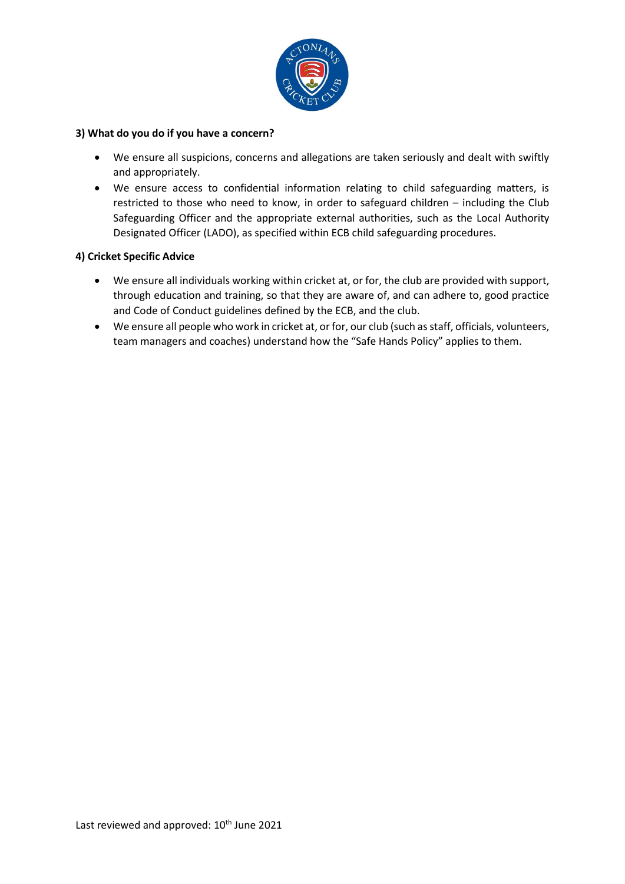### 3) What do you do if you have a concern?

- We ensure all suspicions, concerns and allegations are taken seriously and dealt with swiftly and appropriately.
- We ensure access to confidential information relating to child safeguarding matters, is restricted to those who need to know, in order to safeguard children – including the Club Safeguarding Officer and the appropriate external authorities, such as the Local Authority Designated Officer (LADO), as specified within ECB child safeguarding procedures.

### 4) Cricket Specific Advice

- We ensure all individuals working within cricket at, or for, the club are provided with support, through education and training, so that they are aware of, and can adhere to, good practice and Code of Conduct guidelines defined by the ECB, and the club.
- We ensure all people who work in cricket at, or for, our club (such as staff, officials, volunteers, team managers and coaches) understand how the "Safe Hands Policy" applies to them.

Last reviewed and approved: 10th June 2021